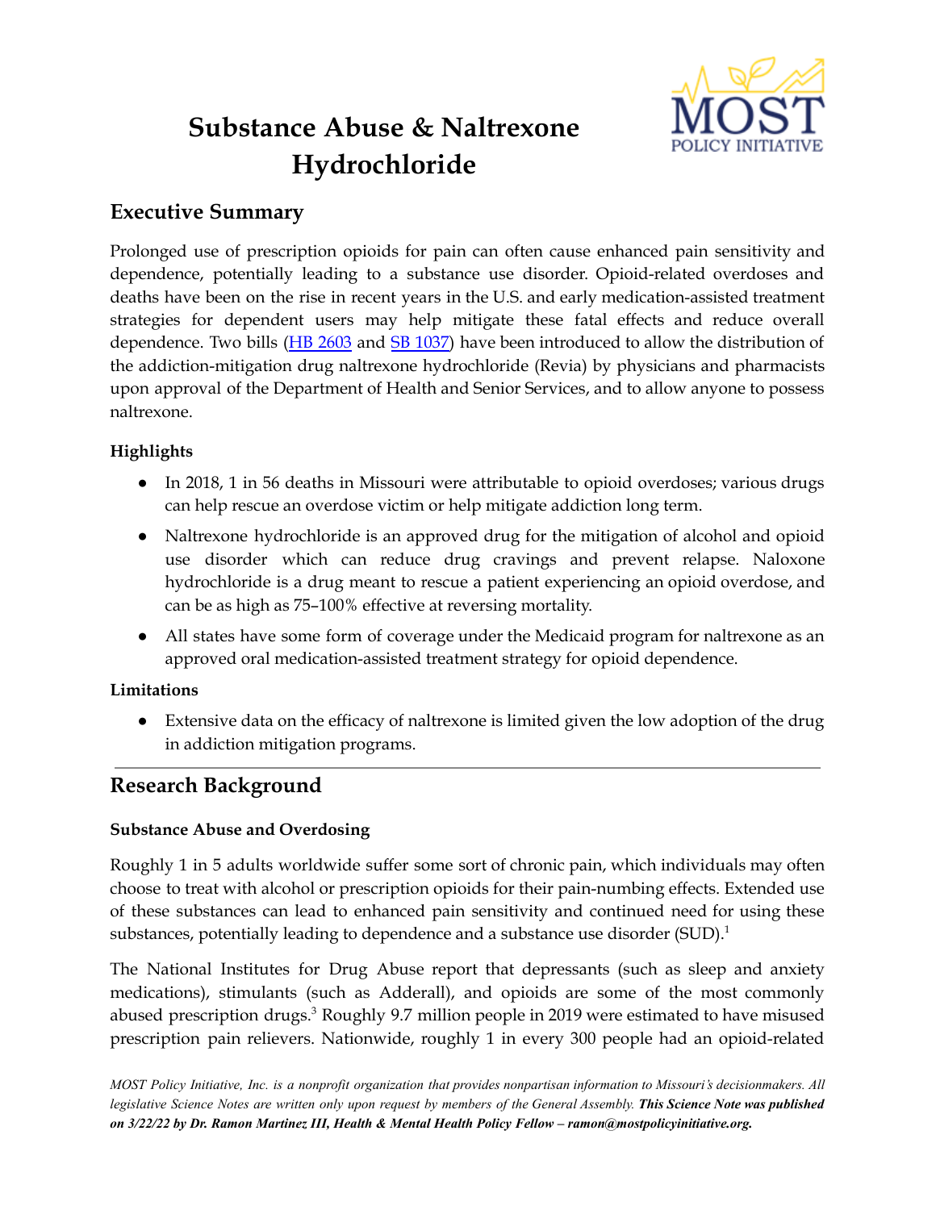# Substance Abuse & Naltrexone Hydrochloride

## Executive Summary

Prolonged use of prescription opioids for pain can often cause enhanced pain sensitivity and dependence, potentially leading to a substance use disorder. Opioid-related overdoses and deaths have been on the rise in recent years in the U.S. and early medication-assisted treatment strategies for dependent users may help mitigate these fatal effects and reduce overall dependence. Two bills (HB 2603 and SB 1037) have been introduced to allow the distribution of the addiction-mitigation drug naltrexone hydrochloride (Revia) by physicians and pharmacists upon approval of the Department of Health and Senior Services, and to allow anyone to possess naltrexone.

### Highlights

- In 2018, 1 in 56 deaths in Missouri were attributable to opioid overdoses; various drugs can help rescue an overdose victim or help mitigate addiction long term.
- Naltrexone hydrochloride is an approved drug for the mitigation of alcohol and opioid use disorder which can reduce drug cravings and prevent relapse. Naloxone hydrochloride is a drug meant to rescue a patient experiencing an opioid overdose, and can be as high as 75–100% effective at reversing mortality.
- All states have some form of coverage under the Medicaid program for naltrexone as an approved oral medication-assisted treatment strategy for opioid dependence.

### Limitations

- Extensive data on the efficacy of naltrexone is limited given the low adoption of the drug in addiction mitigation programs.

## Research Background

### Substance Abuse and Overdosing

Roughly 1 in 5 adults worldwide suffer some sort of chronic pain, which individuals may often choose to treat with alcohol or prescription opioids for their pain-numbing effects. Extended use of these substances can lead to enhanced pain sensitivity and continued need for using these substances, potentially leading to dependence and a substance use disorder (SUD).[1]

The National Institutes for Drug Abuse report that depressants (such as sleep and anxiety medications), stimulants (such as Adderall), and opioids are some of the most commonly abused prescription drugs.[3] Roughly 9.7 million people in 2019 were estimated to have misused prescription pain relievers. Nationwide, roughly 1 in every 300 people had an opioid-related

*MOST Policy Initiative, Inc. is a nonprofit organization that provides nonpartisan information to Missouri's decisionmakers. All legislative Science Notes are written only upon request by members of the General Assembly.* ***This Science Note was published on 3/22/22 by Dr. Ramon Martinez III, Health & Mental Health Policy Fellow – ramon@mostpolicyinitiative.org.***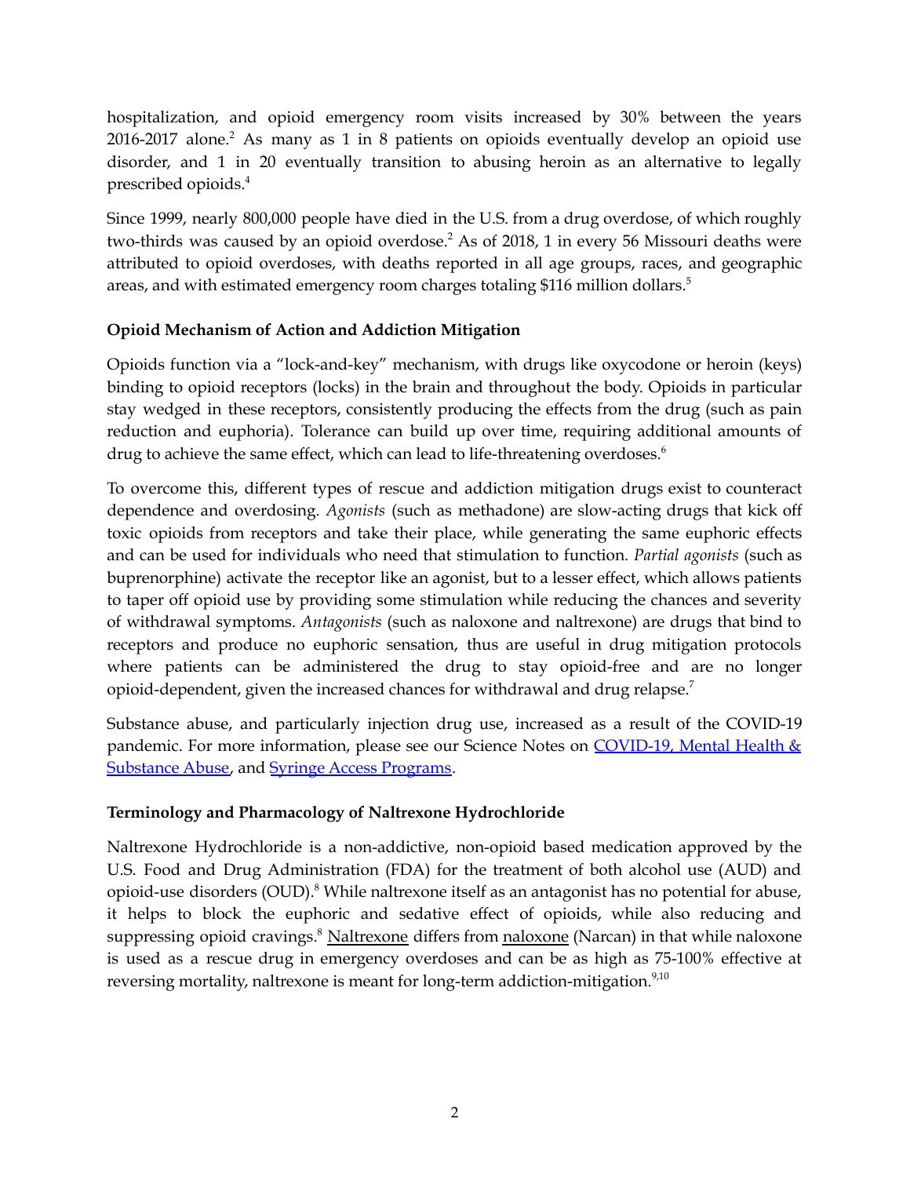hospitalization, and opioid emergency room visits increased by 30% between the years 2016-2017 alone.[2] As many as 1 in 8 patients on opioids eventually develop an opioid use disorder, and 1 in 20 eventually transition to abusing heroin as an alternative to legally prescribed opioids.[4]

Since 1999, nearly 800,000 people have died in the U.S. from a drug overdose, of which roughly two-thirds was caused by an opioid overdose.[2] As of 2018, 1 in every 56 Missouri deaths were attributed to opioid overdoses, with deaths reported in all age groups, races, and geographic areas, and with estimated emergency room charges totaling $116 million dollars.[5]

**Opioid Mechanism of Action and Addiction Mitigation**

Opioids function via a "lock-and-key" mechanism, with drugs like oxycodone or heroin (keys) binding to opioid receptors (locks) in the brain and throughout the body. Opioids in particular stay wedged in these receptors, consistently producing the effects from the drug (such as pain reduction and euphoria). Tolerance can build up over time, requiring additional amounts of drug to achieve the same effect, which can lead to life-threatening overdoses.[6]

To overcome this, different types of rescue and addiction mitigation drugs exist to counteract dependence and overdosing. *Agonists* (such as methadone) are slow-acting drugs that kick off toxic opioids from receptors and take their place, while generating the same euphoric effects and can be used for individuals who need that stimulation to function. *Partial agonists* (such as buprenorphine) activate the receptor like an agonist, but to a lesser effect, which allows patients to taper off opioid use by providing some stimulation while reducing the chances and severity of withdrawal symptoms. *Antagonists* (such as naloxone and naltrexone) are drugs that bind to receptors and produce no euphoric sensation, thus are useful in drug mitigation protocols where patients can be administered the drug to stay opioid-free and are no longer opioid-dependent, given the increased chances for withdrawal and drug relapse.[7]

Substance abuse, and particularly injection drug use, increased as a result of the COVID-19 pandemic. For more information, please see our Science Notes on COVID-19, Mental Health & Substance Abuse, and Syringe Access Programs.

**Terminology and Pharmacology of Naltrexone Hydrochloride**

Naltrexone Hydrochloride is a non-addictive, non-opioid based medication approved by the U.S. Food and Drug Administration (FDA) for the treatment of both alcohol use (AUD) and opioid-use disorders (OUD).[8] While naltrexone itself as an antagonist has no potential for abuse, it helps to block the euphoric and sedative effect of opioids, while also reducing and suppressing opioid cravings.[8] Naltrexone differs from naloxone (Narcan) in that while naloxone is used as a rescue drug in emergency overdoses and can be as high as 75-100% effective at reversing mortality, naltrexone is meant for long-term addiction-mitigation.[9,10]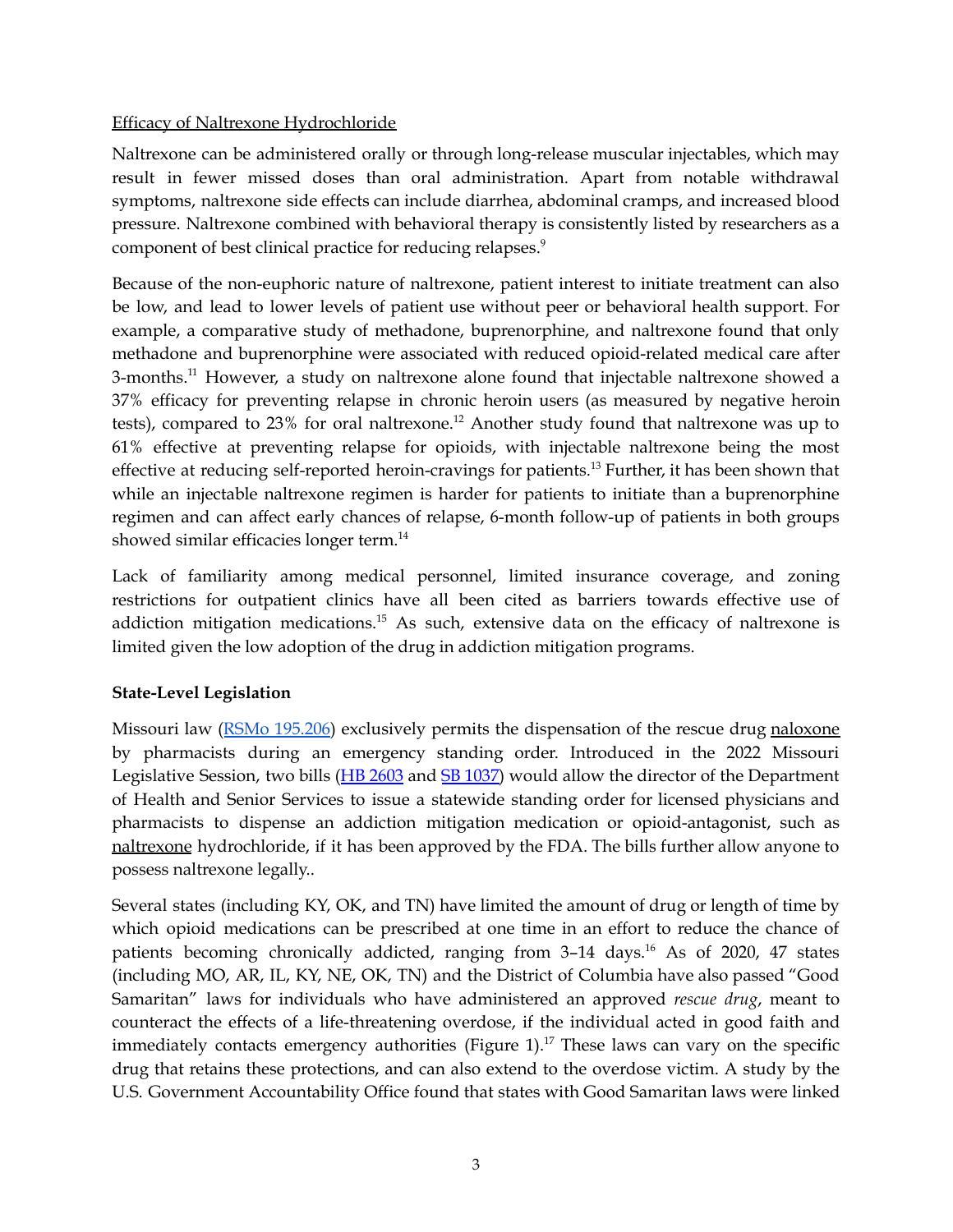Efficacy of Naltrexone Hydrochloride

Naltrexone can be administered orally or through long-release muscular injectables, which may result in fewer missed doses than oral administration. Apart from notable withdrawal symptoms, naltrexone side effects can include diarrhea, abdominal cramps, and increased blood pressure. Naltrexone combined with behavioral therapy is consistently listed by researchers as a component of best clinical practice for reducing relapses.[9]

Because of the non-euphoric nature of naltrexone, patient interest to initiate treatment can also be low, and lead to lower levels of patient use without peer or behavioral health support. For example, a comparative study of methadone, buprenorphine, and naltrexone found that only methadone and buprenorphine were associated with reduced opioid-related medical care after 3-months.[11] However, a study on naltrexone alone found that injectable naltrexone showed a 37% efficacy for preventing relapse in chronic heroin users (as measured by negative heroin tests), compared to 23% for oral naltrexone.[12] Another study found that naltrexone was up to 61% effective at preventing relapse for opioids, with injectable naltrexone being the most effective at reducing self-reported heroin-cravings for patients.[13] Further, it has been shown that while an injectable naltrexone regimen is harder for patients to initiate than a buprenorphine regimen and can affect early chances of relapse, 6-month follow-up of patients in both groups showed similar efficacies longer term.[14]

Lack of familiarity among medical personnel, limited insurance coverage, and zoning restrictions for outpatient clinics have all been cited as barriers towards effective use of addiction mitigation medications.[15] As such, extensive data on the efficacy of naltrexone is limited given the low adoption of the drug in addiction mitigation programs.

**State-Level Legislation**

Missouri law (RSMo 195.206) exclusively permits the dispensation of the rescue drug naloxone by pharmacists during an emergency standing order. Introduced in the 2022 Missouri Legislative Session, two bills (HB 2603 and SB 1037) would allow the director of the Department of Health and Senior Services to issue a statewide standing order for licensed physicians and pharmacists to dispense an addiction mitigation medication or opioid-antagonist, such as naltrexone hydrochloride, if it has been approved by the FDA. The bills further allow anyone to possess naltrexone legally..

Several states (including KY, OK, and TN) have limited the amount of drug or length of time by which opioid medications can be prescribed at one time in an effort to reduce the chance of patients becoming chronically addicted, ranging from 3–14 days.[16] As of 2020, 47 states (including MO, AR, IL, KY, NE, OK, TN) and the District of Columbia have also passed "Good Samaritan" laws for individuals who have administered an approved *rescue drug*, meant to counteract the effects of a life-threatening overdose, if the individual acted in good faith and immediately contacts emergency authorities (Figure 1).[17] These laws can vary on the specific drug that retains these protections, and can also extend to the overdose victim. A study by the U.S. Government Accountability Office found that states with Good Samaritan laws were linked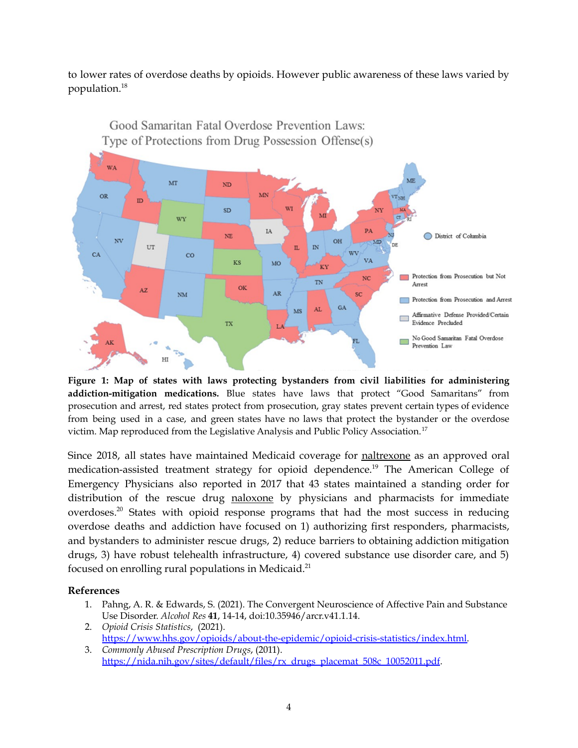to lower rates of overdose deaths by opioids. However public awareness of these laws varied by population.[18]

**Figure 1: Map of states with laws protecting bystanders from civil liabilities for administering addiction-mitigation medications.** Blue states have laws that protect "Good Samaritans" from prosecution and arrest, red states protect from prosecution, gray states prevent certain types of evidence from being used in a case, and green states have no laws that protect the bystander or the overdose victim. Map reproduced from the Legislative Analysis and Public Policy Association.[17]

Since 2018, all states have maintained Medicaid coverage for naltrexone as an approved oral medication-assisted treatment strategy for opioid dependence.[19] The American College of Emergency Physicians also reported in 2017 that 43 states maintained a standing order for distribution of the rescue drug naloxone by physicians and pharmacists for immediate overdoses.[20] States with opioid response programs that had the most success in reducing overdose deaths and addiction have focused on 1) authorizing first responders, pharmacists, and bystanders to administer rescue drugs, 2) reduce barriers to obtaining addiction mitigation drugs, 3) have robust telehealth infrastructure, 4) covered substance use disorder care, and 5) focused on enrolling rural populations in Medicaid.[21]

## References

1. Pahng, A. R. & Edwards, S. (2021). The Convergent Neuroscience of Affective Pain and Substance Use Disorder. *Alcohol Res* **41**, 14-14, doi:10.35946/arcr.v41.1.14.
2. *Opioid Crisis Statistics*, (2021). https://www.hhs.gov/opioids/about-the-epidemic/opioid-crisis-statistics/index.html.
3. *Commonly Abused Prescription Drugs*, (2011). https://nida.nih.gov/sites/default/files/rx_drugs_placemat_508c_10052011.pdf.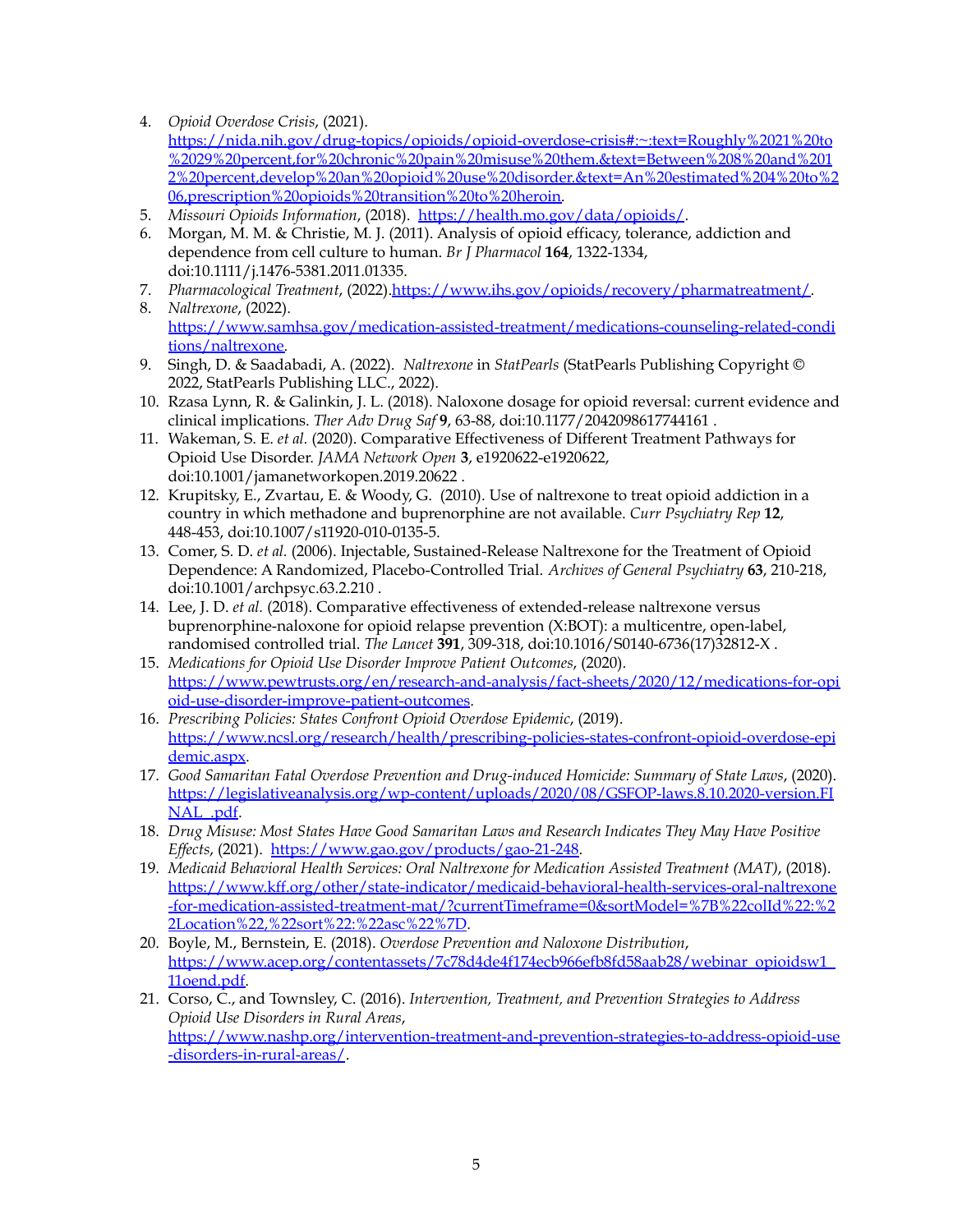4. *Opioid Overdose Crisis*, (2021). https://nida.nih.gov/drug-topics/opioids/opioid-overdose-crisis#:~:text=Roughly%2021%20to%2029%20percent,for%20chronic%20pain%20misuse%20them.&text=Between%208%20and%2012%20percent,develop%20an%20opioid%20use%20disorder.&text=An%20estimated%204%20to%206,prescription%20opioids%20transition%20to%20heroin.
5. *Missouri Opioids Information*, (2018). https://health.mo.gov/data/opioids/.
6. Morgan, M. M. & Christie, M. J. (2011). Analysis of opioid efficacy, tolerance, addiction and dependence from cell culture to human. *Br J Pharmacol* **164**, 1322-1334, doi:10.1111/j.1476-5381.2011.01335.
7. *Pharmacological Treatment*, (2022).https://www.ihs.gov/opioids/recovery/pharmatreatment/.
8. *Naltrexone*, (2022). https://www.samhsa.gov/medication-assisted-treatment/medications-counseling-related-conditions/naltrexone.
9. Singh, D. & Saadabadi, A. (2022). *Naltrexone* in *StatPearls* (StatPearls Publishing Copyright © 2022, StatPearls Publishing LLC., 2022).
10. Rzasa Lynn, R. & Galinkin, J. L. (2018). Naloxone dosage for opioid reversal: current evidence and clinical implications. *Ther Adv Drug Saf* **9**, 63-88, doi:10.1177/2042098617744161 .
11. Wakeman, S. E. *et al.* (2020). Comparative Effectiveness of Different Treatment Pathways for Opioid Use Disorder. *JAMA Network Open* **3**, e1920622-e1920622, doi:10.1001/jamanetworkopen.2019.20622 .
12. Krupitsky, E., Zvartau, E. & Woody, G. (2010). Use of naltrexone to treat opioid addiction in a country in which methadone and buprenorphine are not available. *Curr Psychiatry Rep* **12**, 448-453, doi:10.1007/s11920-010-0135-5.
13. Comer, S. D. *et al.* (2006). Injectable, Sustained-Release Naltrexone for the Treatment of Opioid Dependence: A Randomized, Placebo-Controlled Trial. *Archives of General Psychiatry* **63**, 210-218, doi:10.1001/archpsyc.63.2.210 .
14. Lee, J. D. *et al.* (2018). Comparative effectiveness of extended-release naltrexone versus buprenorphine-naloxone for opioid relapse prevention (X:BOT): a multicentre, open-label, randomised controlled trial. *The Lancet* **391**, 309-318, doi:10.1016/S0140-6736(17)32812-X .
15. *Medications for Opioid Use Disorder Improve Patient Outcomes*, (2020). https://www.pewtrusts.org/en/research-and-analysis/fact-sheets/2020/12/medications-for-opioid-use-disorder-improve-patient-outcomes.
16. *Prescribing Policies: States Confront Opioid Overdose Epidemic*, (2019). https://www.ncsl.org/research/health/prescribing-policies-states-confront-opioid-overdose-epidemic.aspx.
17. *Good Samaritan Fatal Overdose Prevention and Drug-induced Homicide: Summary of State Laws*, (2020). https://legislativeanalysis.org/wp-content/uploads/2020/08/GSFOP-laws.8.10.2020-version.FINAL_.pdf.
18. *Drug Misuse: Most States Have Good Samaritan Laws and Research Indicates They May Have Positive Effects*, (2021). https://www.gao.gov/products/gao-21-248.
19. *Medicaid Behavioral Health Services: Oral Naltrexone for Medication Assisted Treatment (MAT)*, (2018). https://www.kff.org/other/state-indicator/medicaid-behavioral-health-services-oral-naltrexone-for-medication-assisted-treatment-mat/?currentTimeframe=0&sortModel=%7B%22colId%22:%22Location%22,%22sort%22:%22asc%22%7D.
20. Boyle, M., Bernstein, E. (2018). *Overdose Prevention and Naloxone Distribution*, https://www.acep.org/contentassets/7c78d4de4f174ecb966efb8fd58aab28/webinar_opioidsw1_11oend.pdf.
21. Corso, C., and Townsley, C. (2016). *Intervention, Treatment, and Prevention Strategies to Address Opioid Use Disorders in Rural Areas*, https://www.nashp.org/intervention-treatment-and-prevention-strategies-to-address-opioid-use-disorders-in-rural-areas/.